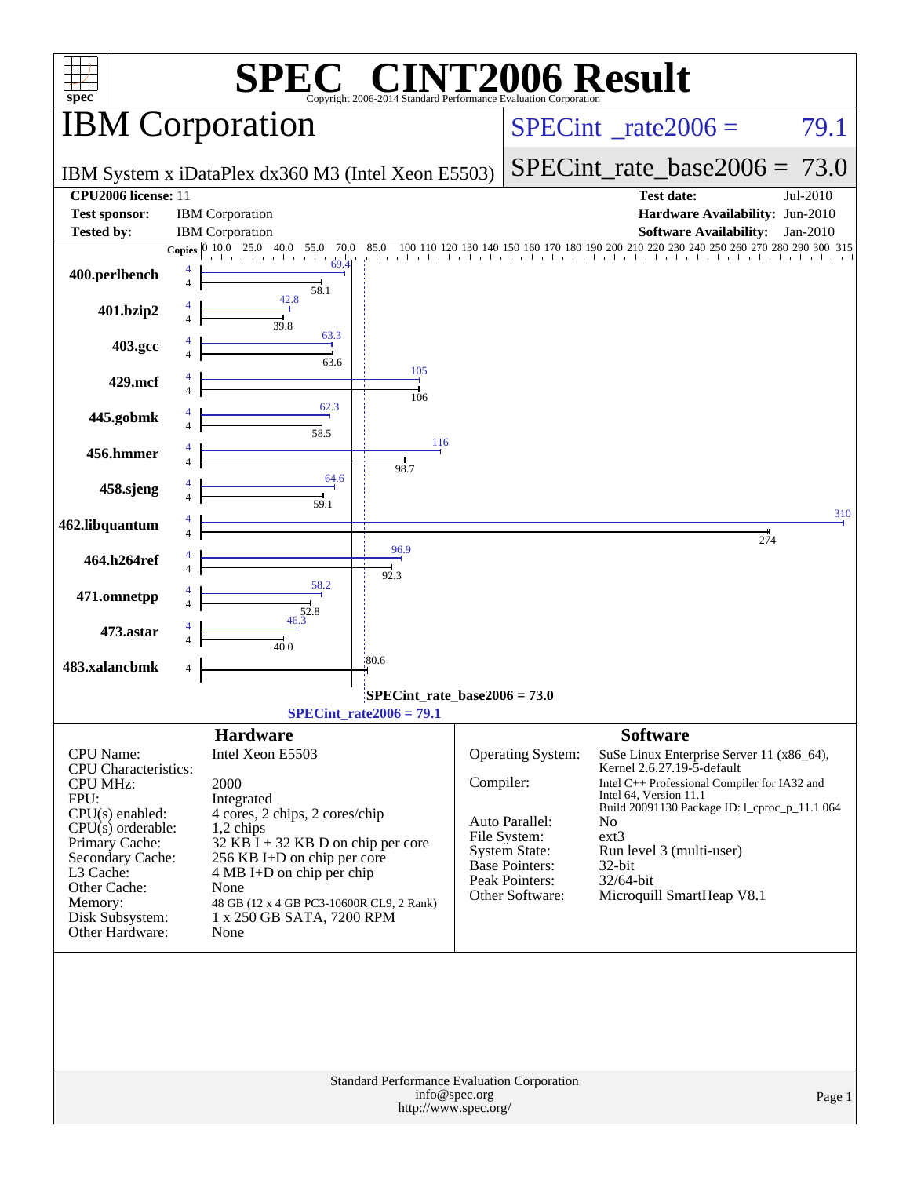# SPEC® CINT2006 Result

Copyright 2006-2014 Standard Performance Evaluation Corporation

## IBM Corporation

IBM System x iDataPlex dx360 M3 (Intel Xeon E5503)

**SPECint_rate2006 = 79.1**

**SPECint_rate_base2006 = 73.0**

| | | | |
|---|---|---|---|
| **CPU2006 license:** 11 | | **Test date:** | Jul-2010 |
| **Test sponsor:** | IBM Corporation | **Hardware Availability:** | Jun-2010 |
| **Tested by:** | IBM Corporation | **Software Availability:** | Jan-2010 |

| Benchmark | Copies (peak) | Peak | Copies (base) | Base |
|---|---|---|---|---|
| 400.perlbench | 4 | 69.4 | 4 | 58.1 |
| 401.bzip2 | 4 | 42.8 | 4 | 39.8 |
| 403.gcc | 4 | 63.3 | 4 | 63.6 |
| 429.mcf | 4 | 105 | 4 | 106 |
| 445.gobmk | 4 | 62.3 | 4 | 58.5 |
| 456.hmmer | 4 | 116 | 4 | 98.7 |
| 458.sjeng | 4 | 64.6 | 4 | 59.1 |
| 462.libquantum | 4 | 310 | 4 | 274 |
| 464.h264ref | 4 | 96.9 | 4 | 92.3 |
| 471.omnetpp | 4 | 58.2 | 4 | 52.8 |
| 473.astar | 4 | 46.3 | 4 | 40.0 |
| 483.xalancbmk | | | 4 | 80.6 |

SPECint_rate_base2006 = 73.0

SPECint_rate2006 = 79.1

## Hardware

| | |
|---|---|
| CPU Name: | Intel Xeon E5503 |
| CPU Characteristics: | |
| CPU MHz: | 2000 |
| FPU: | Integrated |
| CPU(s) enabled: | 4 cores, 2 chips, 2 cores/chip |
| CPU(s) orderable: | 1,2 chips |
| Primary Cache: | 32 KB I + 32 KB D on chip per core |
| Secondary Cache: | 256 KB I+D on chip per core |
| L3 Cache: | 4 MB I+D on chip per chip |
| Other Cache: | None |
| Memory: | 48 GB (12 x 4 GB PC3-10600R CL9, 2 Rank) |
| Disk Subsystem: | 1 x 250 GB SATA, 7200 RPM |
| Other Hardware: | None |

## Software

| | |
|---|---|
| Operating System: | SuSe Linux Enterprise Server 11 (x86_64), Kernel 2.6.27.19-5-default |
| Compiler: | Intel C++ Professional Compiler for IA32 and Intel 64, Version 11.1 Build 20091130 Package ID: l_cproc_p_11.1.064 |
| Auto Parallel: | No |
| File System: | ext3 |
| System State: | Run level 3 (multi-user) |
| Base Pointers: | 32-bit |
| Peak Pointers: | 32/64-bit |
| Other Software: | Microquill SmartHeap V8.1 |

Standard Performance Evaluation Corporation
info@spec.org
http://www.spec.org/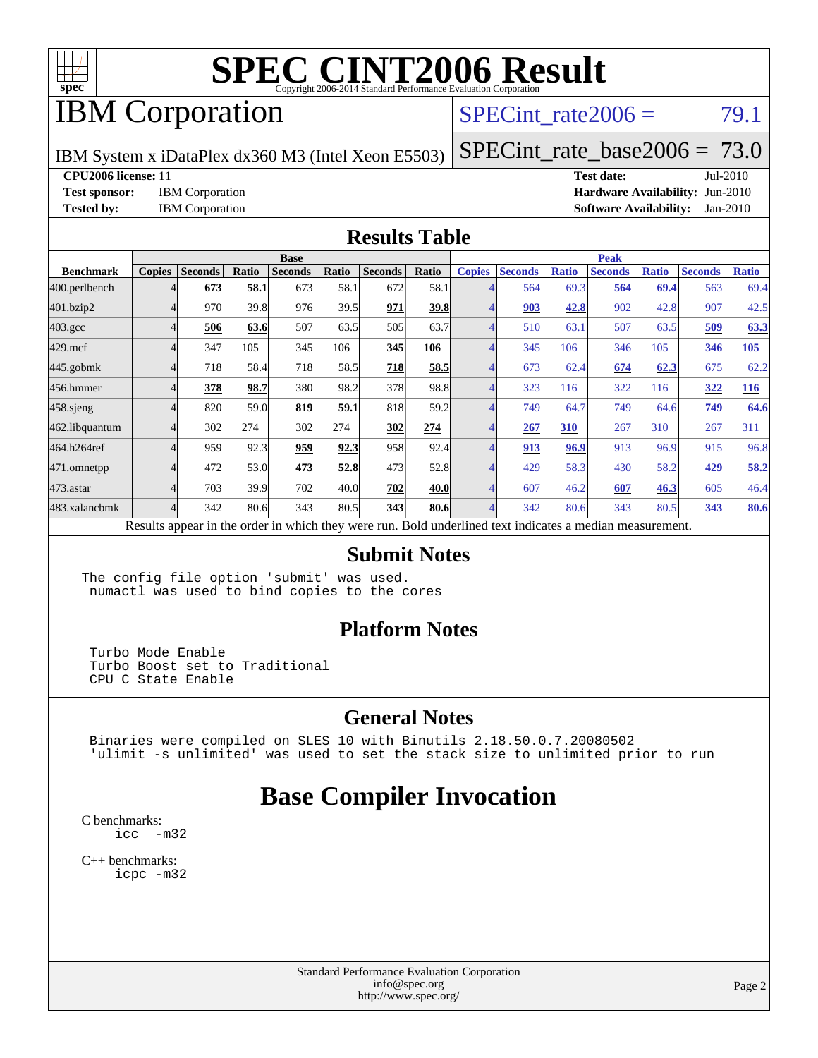# SPEC CINT2006 Result

Copyright 2006-2014 Standard Performance Evaluation Corporation

## IBM Corporation

IBM System x iDataPlex dx360 M3 (Intel Xeon E5503)

SPECint_rate2006 = 79.1

SPECint_rate_base2006 = 73.0

| | | | |
|---|---|---|---|
| **CPU2006 license:** 11 | | **Test date:** | Jul-2010 |
| **Test sponsor:** | IBM Corporation | **Hardware Availability:** | Jun-2010 |
| **Tested by:** | IBM Corporation | **Software Availability:** | Jan-2010 |

## Results Table

| | Base | | | | | | | Peak | | | | | | |
|---|---|---|---|---|---|---|---|---|---|---|---|---|---|---|
| **Benchmark** | **Copies** | **Seconds** | **Ratio** | **Seconds** | **Ratio** | **Seconds** | **Ratio** | **Copies** | **Seconds** | **Ratio** | **Seconds** | **Ratio** | **Seconds** | **Ratio** |
| 400.perlbench | 4 | **673** | **58.1** | 673 | 58.1 | 672 | 58.1 | 4 | 564 | 69.3 | **564** | **69.4** | 563 | 69.4 |
| 401.bzip2 | 4 | 970 | 39.8 | 976 | 39.5 | **971** | **39.8** | 4 | **903** | **42.8** | 902 | 42.8 | 907 | 42.5 |
| 403.gcc | 4 | **506** | **63.6** | 507 | 63.5 | 505 | 63.7 | 4 | 510 | 63.1 | 507 | 63.5 | **509** | **63.3** |
| 429.mcf | 4 | 347 | 105 | 345 | 106 | **345** | **106** | 4 | 345 | 106 | 346 | 105 | **346** | **105** |
| 445.gobmk | 4 | 718 | 58.4 | 718 | 58.5 | **718** | **58.5** | 4 | 673 | 62.4 | **674** | **62.3** | 675 | 62.2 |
| 456.hmmer | 4 | **378** | **98.7** | 380 | 98.2 | 378 | 98.8 | 4 | 323 | 116 | 322 | 116 | **322** | **116** |
| 458.sjeng | 4 | 820 | 59.0 | **819** | **59.1** | 818 | 59.2 | 4 | 749 | 64.7 | 749 | 64.6 | **749** | **64.6** |
| 462.libquantum | 4 | 302 | 274 | 302 | 274 | **302** | **274** | 4 | **267** | **310** | 267 | 310 | 267 | 311 |
| 464.h264ref | 4 | 959 | 92.3 | **959** | **92.3** | 958 | 92.4 | 4 | **913** | **96.9** | 913 | 96.9 | 915 | 96.8 |
| 471.omnetpp | 4 | 472 | 53.0 | **473** | **52.8** | 473 | 52.8 | 4 | 429 | 58.3 | 430 | 58.2 | **429** | **58.2** |
| 473.astar | 4 | 703 | 39.9 | 702 | 40.0 | **702** | **40.0** | 4 | 607 | 46.2 | **607** | **46.3** | 605 | 46.4 |
| 483.xalancbmk | 4 | 342 | 80.6 | 343 | 80.5 | **343** | **80.6** | 4 | 342 | 80.6 | 343 | 80.5 | **343** | **80.6** |

Results appear in the order in which they were run. Bold underlined text indicates a median measurement.

## Submit Notes

```
The config file option 'submit' was used.
 numactl was used to bind copies to the cores
```

## Platform Notes

```
 Turbo Mode Enable
 Turbo Boost set to Traditional
 CPU C State Enable
```

## General Notes

```
 Binaries were compiled on SLES 10 with Binutils 2.18.50.0.7.20080502
 'ulimit -s unlimited' was used to set the stack size to unlimited prior to run
```

# Base Compiler Invocation

C benchmarks:

```
icc  -m32
```

C++ benchmarks:

```
icpc -m32
```

Standard Performance Evaluation Corporation
info@spec.org
http://www.spec.org/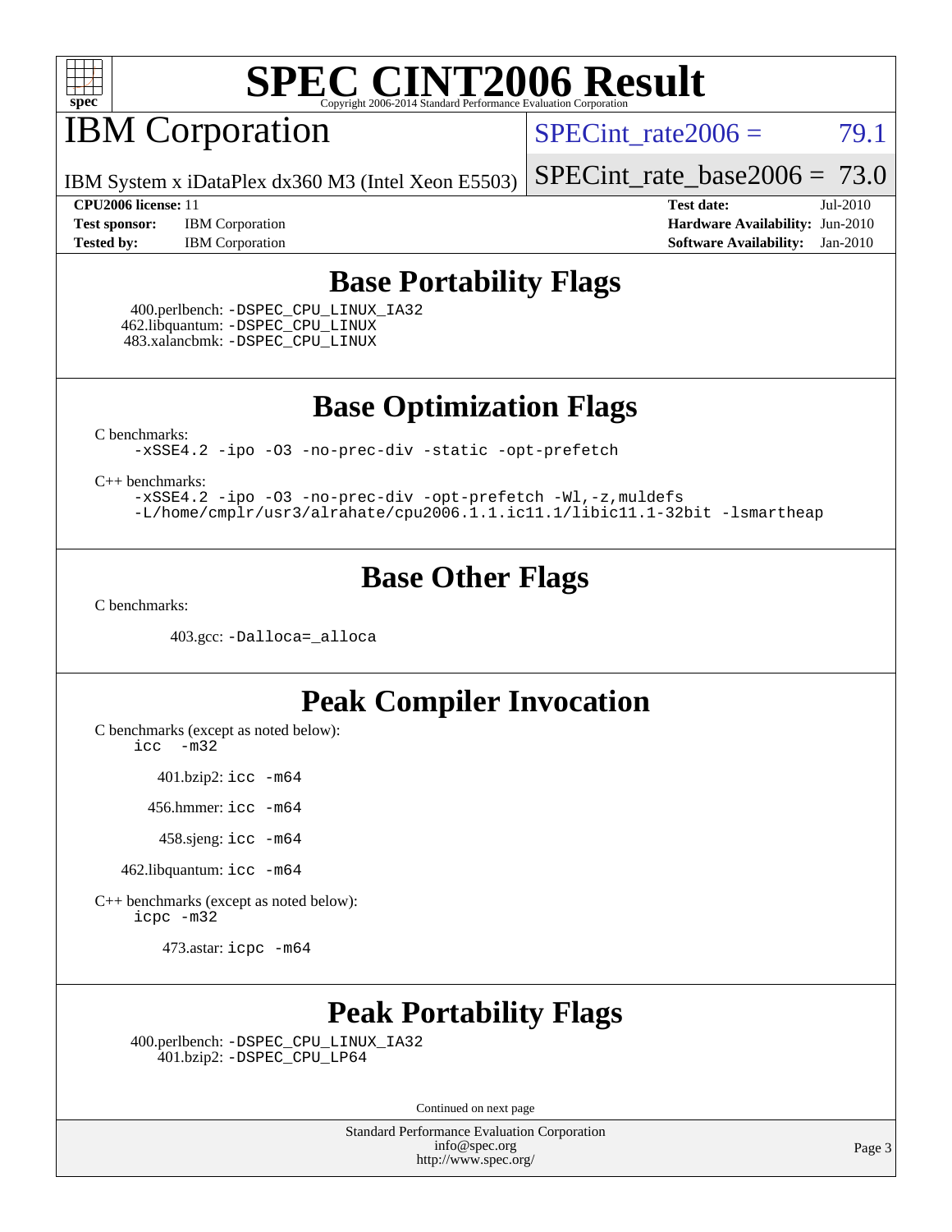# SPEC CINT2006 Result

Copyright 2006-2014 Standard Performance Evaluation Corporation

# IBM Corporation

IBM System x iDataPlex dx360 M3 (Intel Xeon E5503)

SPECint_rate2006 = 79.1

SPECint_rate_base2006 = 73.0

**CPU2006 license:** 11
**Test sponsor:** IBM Corporation
**Tested by:** IBM Corporation

**Test date:** Jul-2010
**Hardware Availability:** Jun-2010
**Software Availability:** Jan-2010

## Base Portability Flags

400.perlbench: -DSPEC_CPU_LINUX_IA32
462.libquantum: -DSPEC_CPU_LINUX
483.xalancbmk: -DSPEC_CPU_LINUX

## Base Optimization Flags

C benchmarks:
-xSSE4.2 -ipo -O3 -no-prec-div -static -opt-prefetch

C++ benchmarks:
-xSSE4.2 -ipo -O3 -no-prec-div -opt-prefetch -Wl,-z,muldefs
-L/home/cmplr/usr3/alrahate/cpu2006.1.1.ic11.1/libic11.1-32bit -lsmartheap

## Base Other Flags

C benchmarks:

403.gcc: -Dalloca=_alloca

## Peak Compiler Invocation

C benchmarks (except as noted below):
icc -m32

401.bzip2: icc -m64

456.hmmer: icc -m64

458.sjeng: icc -m64

462.libquantum: icc -m64

C++ benchmarks (except as noted below):
icpc -m32

473.astar: icpc -m64

## Peak Portability Flags

400.perlbench: -DSPEC_CPU_LINUX_IA32
401.bzip2: -DSPEC_CPU_LP64

Continued on next page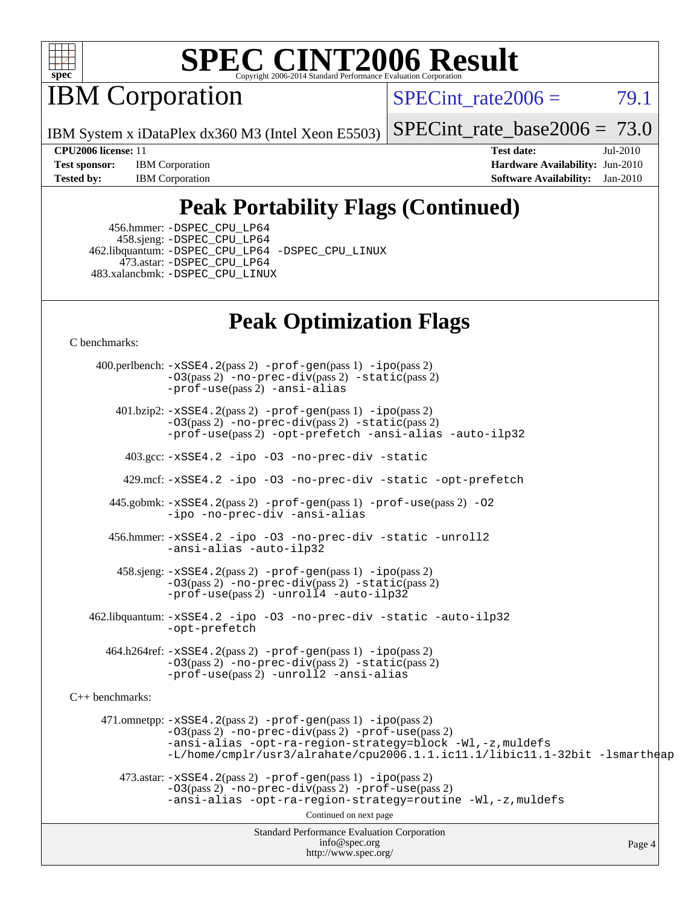# SPEC CINT2006 Result

Copyright 2006-2014 Standard Performance Evaluation Corporation

## IBM Corporation

IBM System x iDataPlex dx360 M3 (Intel Xeon E5503)

SPECint_rate2006 = 79.1

SPECint_rate_base2006 = 73.0

**CPU2006 license:** 11
**Test sponsor:** IBM Corporation
**Tested by:** IBM Corporation

**Test date:** Jul-2010
**Hardware Availability:** Jun-2010
**Software Availability:** Jan-2010

## Peak Portability Flags (Continued)

456.hmmer: -DSPEC_CPU_LP64
458.sjeng: -DSPEC_CPU_LP64
462.libquantum: -DSPEC_CPU_LP64 -DSPEC_CPU_LINUX
473.astar: -DSPEC_CPU_LP64
483.xalancbmk: -DSPEC_CPU_LINUX

## Peak Optimization Flags

C benchmarks:

400.perlbench: -xSSE4.2(pass 2) -prof-gen(pass 1) -ipo(pass 2) -O3(pass 2) -no-prec-div(pass 2) -static(pass 2) -prof-use(pass 2) -ansi-alias

401.bzip2: -xSSE4.2(pass 2) -prof-gen(pass 1) -ipo(pass 2) -O3(pass 2) -no-prec-div(pass 2) -static(pass 2) -prof-use(pass 2) -opt-prefetch -ansi-alias -auto-ilp32

403.gcc: -xSSE4.2 -ipo -O3 -no-prec-div -static

429.mcf: -xSSE4.2 -ipo -O3 -no-prec-div -static -opt-prefetch

445.gobmk: -xSSE4.2(pass 2) -prof-gen(pass 1) -prof-use(pass 2) -O2 -ipo -no-prec-div -ansi-alias

456.hmmer: -xSSE4.2 -ipo -O3 -no-prec-div -static -unroll2 -ansi-alias -auto-ilp32

458.sjeng: -xSSE4.2(pass 2) -prof-gen(pass 1) -ipo(pass 2) -O3(pass 2) -no-prec-div(pass 2) -static(pass 2) -prof-use(pass 2) -unroll4 -auto-ilp32

462.libquantum: -xSSE4.2 -ipo -O3 -no-prec-div -static -auto-ilp32 -opt-prefetch

464.h264ref: -xSSE4.2(pass 2) -prof-gen(pass 1) -ipo(pass 2) -O3(pass 2) -no-prec-div(pass 2) -static(pass 2) -prof-use(pass 2) -unroll2 -ansi-alias

C++ benchmarks:

471.omnetpp: -xSSE4.2(pass 2) -prof-gen(pass 1) -ipo(pass 2) -O3(pass 2) -no-prec-div(pass 2) -prof-use(pass 2) -ansi-alias -opt-ra-region-strategy=block -Wl,-z,muldefs -L/home/cmplr/usr3/alrahate/cpu2006.1.1.ic11.1/libic11.1-32bit -lsmartheap

473.astar: -xSSE4.2(pass 2) -prof-gen(pass 1) -ipo(pass 2) -O3(pass 2) -no-prec-div(pass 2) -prof-use(pass 2) -ansi-alias -opt-ra-region-strategy=routine -Wl,-z,muldefs

Continued on next page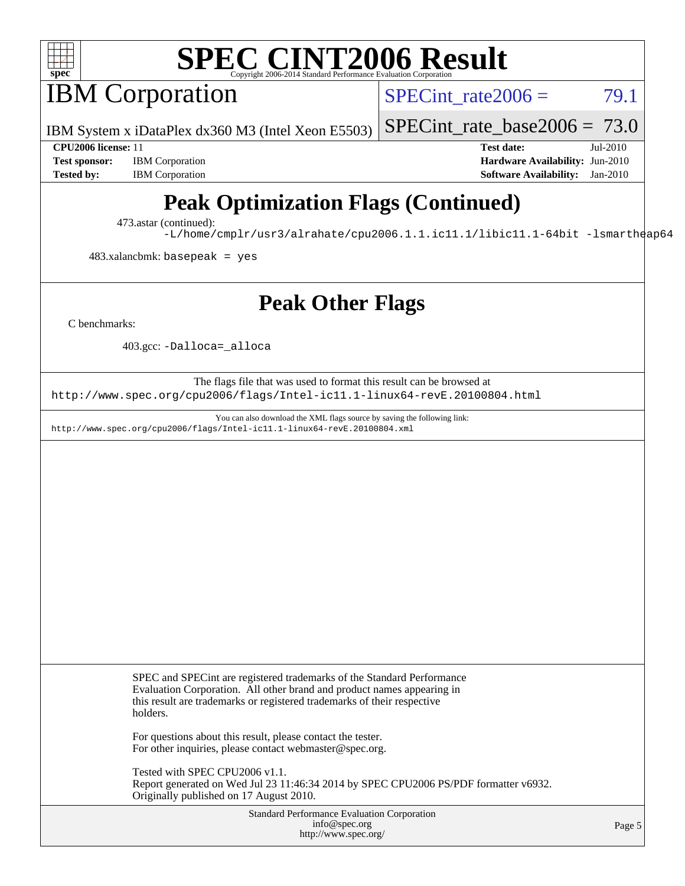# SPEC CINT2006 Result

Copyright 2006-2014 Standard Performance Evaluation Corporation

## IBM Corporation

IBM System x iDataPlex dx360 M3 (Intel Xeon E5503)

SPECint_rate2006 = 79.1

SPECint_rate_base2006 = 73.0

**CPU2006 license:** 11
**Test sponsor:** IBM Corporation
**Tested by:** IBM Corporation

**Test date:** Jul-2010
**Hardware Availability:** Jun-2010
**Software Availability:** Jan-2010

## Peak Optimization Flags (Continued)

473.astar (continued):
`-L/home/cmplr/usr3/alrahate/cpu2006.1.1.ic11.1/libic11.1-64bit -lsmartheap64`

483.xalancbmk: `basepeak = yes`

## Peak Other Flags

C benchmarks:

403.gcc: `-Dalloca=_alloca`

The flags file that was used to format this result can be browsed at
http://www.spec.org/cpu2006/flags/Intel-ic11.1-linux64-revE.20100804.html

You can also download the XML flags source by saving the following link:
http://www.spec.org/cpu2006/flags/Intel-ic11.1-linux64-revE.20100804.xml

SPEC and SPECint are registered trademarks of the Standard Performance Evaluation Corporation. All other brand and product names appearing in this result are trademarks or registered trademarks of their respective holders.

For questions about this result, please contact the tester.
For other inquiries, please contact webmaster@spec.org.

Tested with SPEC CPU2006 v1.1.
Report generated on Wed Jul 23 11:46:34 2014 by SPEC CPU2006 PS/PDF formatter v6932.
Originally published on 17 August 2010.

Standard Performance Evaluation Corporation
info@spec.org
http://www.spec.org/